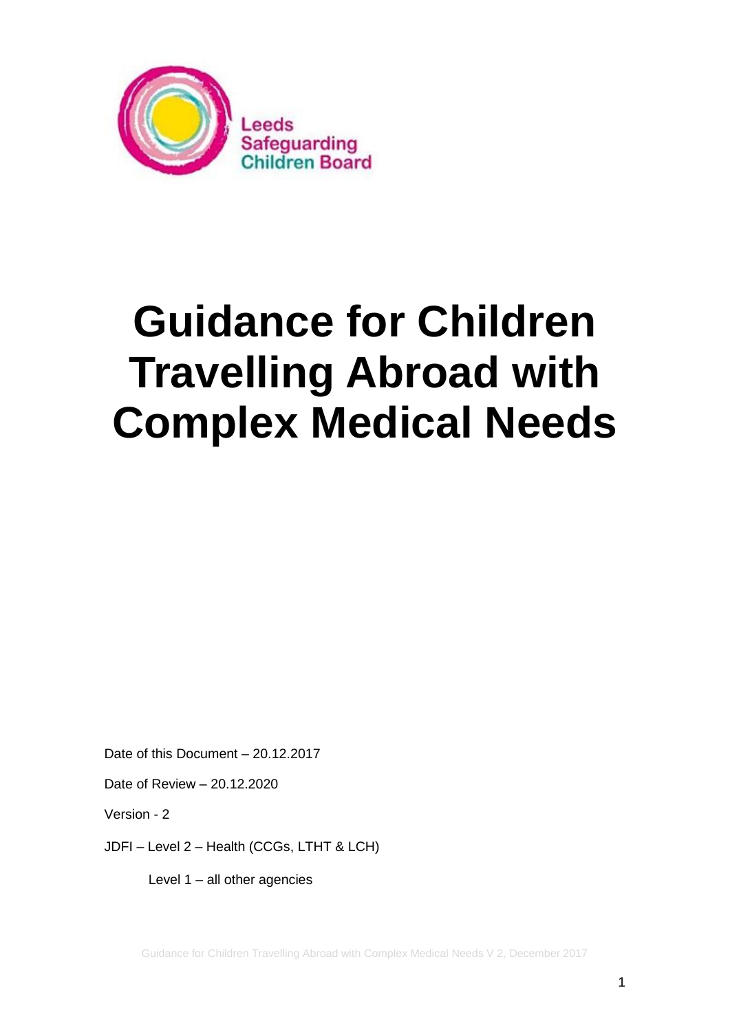Leeds Safeguarding Children Board

# Guidance for Children Travelling Abroad with Complex Medical Needs

Date of this Document – 20.12.2017

Date of Review – 20.12.2020

Version - 2

JDFI – Level 2 – Health (CCGs, LTHT & LCH)

Level 1 – all other agencies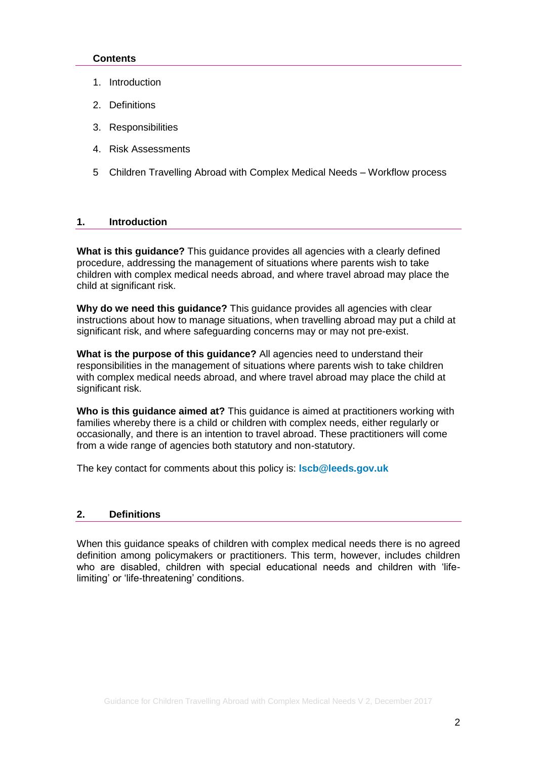**Contents**

1. Introduction
2. Definitions
3. Responsibilities
4. Risk Assessments
5. Children Travelling Abroad with Complex Medical Needs – Workflow process

## 1. Introduction

**What is this guidance?** This guidance provides all agencies with a clearly defined procedure, addressing the management of situations where parents wish to take children with complex medical needs abroad, and where travel abroad may place the child at significant risk.

**Why do we need this guidance?** This guidance provides all agencies with clear instructions about how to manage situations, when travelling abroad may put a child at significant risk, and where safeguarding concerns may or may not pre-exist.

**What is the purpose of this guidance?** All agencies need to understand their responsibilities in the management of situations where parents wish to take children with complex medical needs abroad, and where travel abroad may place the child at significant risk.

**Who is this guidance aimed at?** This guidance is aimed at practitioners working with families whereby there is a child or children with complex needs, either regularly or occasionally, and there is an intention to travel abroad. These practitioners will come from a wide range of agencies both statutory and non-statutory.

The key contact for comments about this policy is: **lscb@leeds.gov.uk**

## 2. Definitions

When this guidance speaks of children with complex medical needs there is no agreed definition among policymakers or practitioners. This term, however, includes children who are disabled, children with special educational needs and children with 'life-limiting' or 'life-threatening' conditions.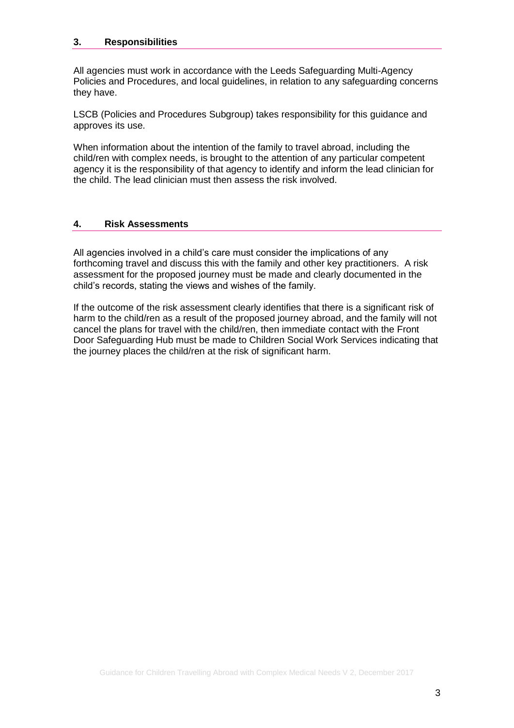## 3. Responsibilities

All agencies must work in accordance with the Leeds Safeguarding Multi-Agency Policies and Procedures, and local guidelines, in relation to any safeguarding concerns they have.

LSCB (Policies and Procedures Subgroup) takes responsibility for this guidance and approves its use.

When information about the intention of the family to travel abroad, including the child/ren with complex needs, is brought to the attention of any particular competent agency it is the responsibility of that agency to identify and inform the lead clinician for the child. The lead clinician must then assess the risk involved.

## 4. Risk Assessments

All agencies involved in a child's care must consider the implications of any forthcoming travel and discuss this with the family and other key practitioners. A risk assessment for the proposed journey must be made and clearly documented in the child's records, stating the views and wishes of the family.

If the outcome of the risk assessment clearly identifies that there is a significant risk of harm to the child/ren as a result of the proposed journey abroad, and the family will not cancel the plans for travel with the child/ren, then immediate contact with the Front Door Safeguarding Hub must be made to Children Social Work Services indicating that the journey places the child/ren at the risk of significant harm.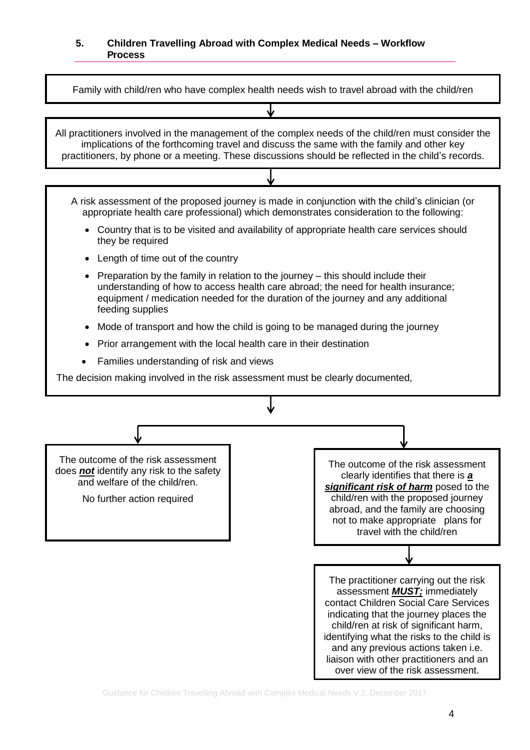### 5. Children Travelling Abroad with Complex Medical Needs – Workflow Process

Family with child/ren who have complex health needs wish to travel abroad with the child/ren

↓

All practitioners involved in the management of the complex needs of the child/ren must consider the implications of the forthcoming travel and discuss the same with the family and other key practitioners, by phone or a meeting. These discussions should be reflected in the child's records.

↓

A risk assessment of the proposed journey is made in conjunction with the child's clinician (or appropriate health care professional) which demonstrates consideration to the following:

- Country that is to be visited and availability of appropriate health care services should they be required
- Length of time out of the country
- Preparation by the family in relation to the journey – this should include their understanding of how to access health care abroad; the need for health insurance; equipment / medication needed for the duration of the journey and any additional feeding supplies
- Mode of transport and how the child is going to be managed during the journey
- Prior arrangement with the local health care in their destination
- Families understanding of risk and views

The decision making involved in the risk assessment must be clearly documented,

↓

The outcome of the risk assessment does ***not*** identify any risk to the safety and welfare of the child/ren.

No further action required

The outcome of the risk assessment clearly identifies that there is ***a significant risk of harm*** posed to the child/ren with the proposed journey abroad, and the family are choosing not to make appropriate plans for travel with the child/ren

↓

The practitioner carrying out the risk assessment ***MUST;*** immediately contact Children Social Care Services indicating that the journey places the child/ren at risk of significant harm, identifying what the risks to the child is and any previous actions taken i.e. liaison with other practitioners and an over view of the risk assessment.